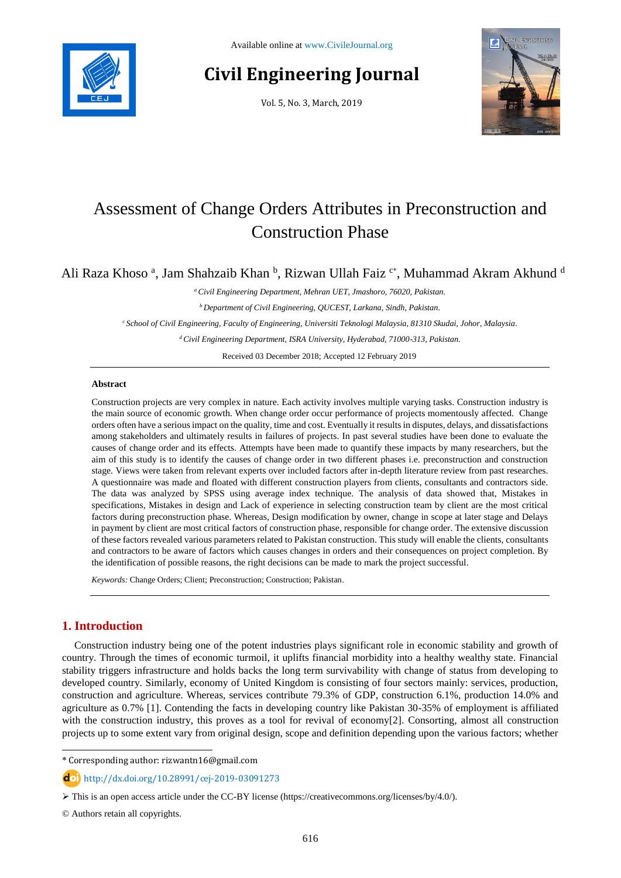Available online at www.CivileJournal.org

# Civil Engineering Journal

Vol. 5, No. 3, March, 2019

# Assessment of Change Orders Attributes in Preconstruction and Construction Phase

Ali Raza Khoso [a], Jam Shahzaib Khan [b], Rizwan Ullah Faiz [c*], Muhammad Akram Akhund [d]

[a] *Civil Engineering Department, Mehran UET, Jmashoro, 76020, Pakistan.*

[b] *Department of Civil Engineering, QUCEST, Larkana, Sindh, Pakistan.*

[c] *School of Civil Engineering, Faculty of Engineering, Universiti Teknologi Malaysia, 81310 Skudai, Johor, Malaysia.*

[d] *Civil Engineering Department, ISRA University, Hyderabad, 71000-313, Pakistan.*

Received 03 December 2018; Accepted 12 February 2019

---

**Abstract**

Construction projects are very complex in nature. Each activity involves multiple varying tasks. Construction industry is the main source of economic growth. When change order occur performance of projects momentously affected. Change orders often have a serious impact on the quality, time and cost. Eventually it results in disputes, delays, and dissatisfactions among stakeholders and ultimately results in failures of projects. In past several studies have been done to evaluate the causes of change order and its effects. Attempts have been made to quantify these impacts by many researchers, but the aim of this study is to identify the causes of change order in two different phases i.e. preconstruction and construction stage. Views were taken from relevant experts over included factors after in-depth literature review from past researches. A questionnaire was made and floated with different construction players from clients, consultants and contractors side. The data was analyzed by SPSS using average index technique. The analysis of data showed that, Mistakes in specifications, Mistakes in design and Lack of experience in selecting construction team by client are the most critical factors during preconstruction phase. Whereas, Design modification by owner, change in scope at later stage and Delays in payment by client are most critical factors of construction phase, responsible for change order. The extensive discussion of these factors revealed various parameters related to Pakistan construction. This study will enable the clients, consultants and contractors to be aware of factors which causes changes in orders and their consequences on project completion. By the identification of possible reasons, the right decisions can be made to mark the project successful.

*Keywords:* Change Orders; Client; Preconstruction; Construction; Pakistan.

---

## 1. Introduction

Construction industry being one of the potent industries plays significant role in economic stability and growth of country. Through the times of economic turmoil, it uplifts financial morbidity into a healthy wealthy state. Financial stability triggers infrastructure and holds backs the long term survivability with change of status from developing to developed country. Similarly, economy of United Kingdom is consisting of four sectors mainly: services, production, construction and agriculture. Whereas, services contribute 79.3% of GDP, construction 6.1%, production 14.0% and agriculture as 0.7% [1]. Contending the facts in developing country like Pakistan 30-35% of employment is affiliated with the construction industry, this proves as a tool for revival of economy[2]. Consorting, almost all construction projects up to some extent vary from original design, scope and definition depending upon the various factors; whether

---

* Corresponding author: rizwantn16@gmail.com

http://dx.doi.org/10.28991/cej-2019-03091273

➢ This is an open access article under the CC-BY license (https://creativecommons.org/licenses/by/4.0/).

© Authors retain all copyrights.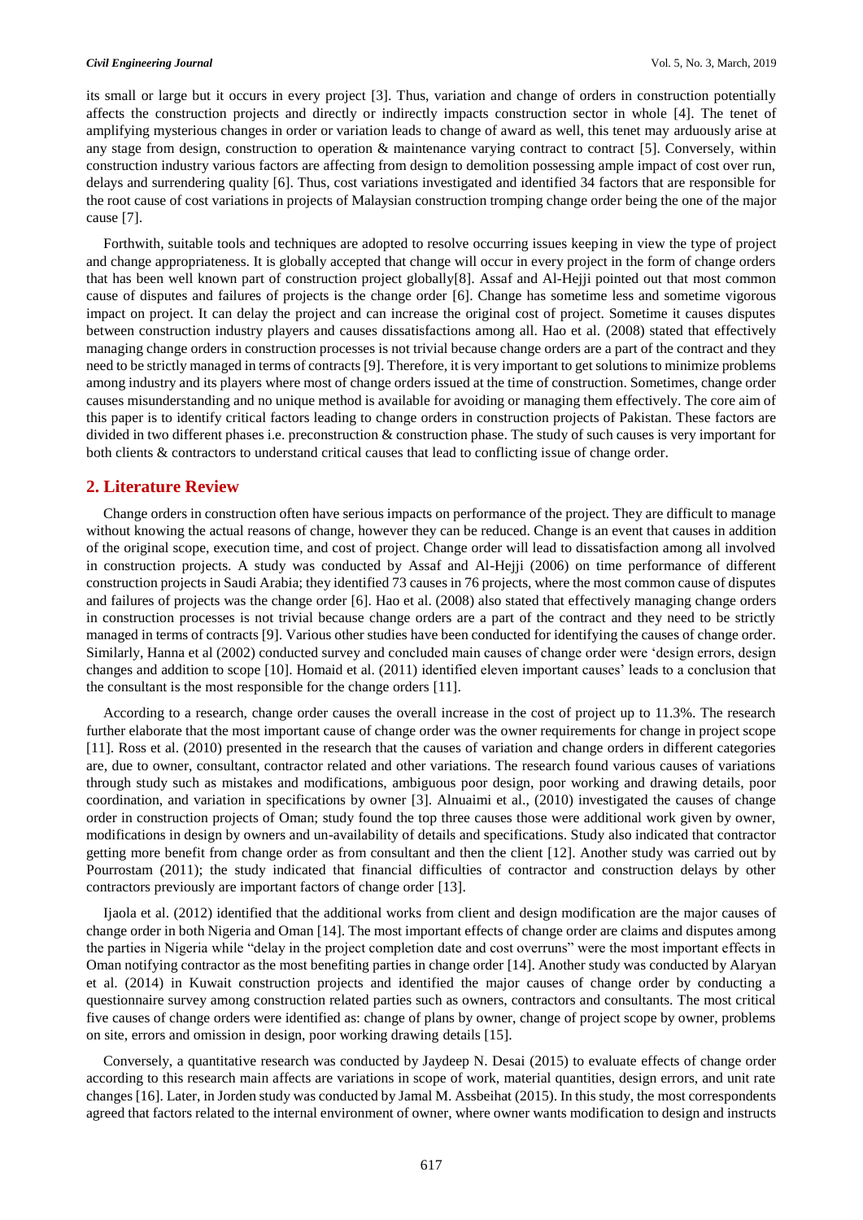its small or large but it occurs in every project [3]. Thus, variation and change of orders in construction potentially affects the construction projects and directly or indirectly impacts construction sector in whole [4]. The tenet of amplifying mysterious changes in order or variation leads to change of award as well, this tenet may arduously arise at any stage from design, construction to operation & maintenance varying contract to contract [5]. Conversely, within construction industry various factors are affecting from design to demolition possessing ample impact of cost over run, delays and surrendering quality [6]. Thus, cost variations investigated and identified 34 factors that are responsible for the root cause of cost variations in projects of Malaysian construction tromping change order being the one of the major cause [7].

Forthwith, suitable tools and techniques are adopted to resolve occurring issues keeping in view the type of project and change appropriateness. It is globally accepted that change will occur in every project in the form of change orders that has been well known part of construction project globally[8]. Assaf and Al-Hejji pointed out that most common cause of disputes and failures of projects is the change order [6]. Change has sometime less and sometime vigorous impact on project. It can delay the project and can increase the original cost of project. Sometime it causes disputes between construction industry players and causes dissatisfactions among all. Hao et al. (2008) stated that effectively managing change orders in construction processes is not trivial because change orders are a part of the contract and they need to be strictly managed in terms of contracts [9]. Therefore, it is very important to get solutions to minimize problems among industry and its players where most of change orders issued at the time of construction. Sometimes, change order causes misunderstanding and no unique method is available for avoiding or managing them effectively. The core aim of this paper is to identify critical factors leading to change orders in construction projects of Pakistan. These factors are divided in two different phases i.e. preconstruction & construction phase. The study of such causes is very important for both clients & contractors to understand critical causes that lead to conflicting issue of change order.

## 2. Literature Review

Change orders in construction often have serious impacts on performance of the project. They are difficult to manage without knowing the actual reasons of change, however they can be reduced. Change is an event that causes in addition of the original scope, execution time, and cost of project. Change order will lead to dissatisfaction among all involved in construction projects. A study was conducted by Assaf and Al-Hejji (2006) on time performance of different construction projects in Saudi Arabia; they identified 73 causes in 76 projects, where the most common cause of disputes and failures of projects was the change order [6]. Hao et al. (2008) also stated that effectively managing change orders in construction processes is not trivial because change orders are a part of the contract and they need to be strictly managed in terms of contracts [9]. Various other studies have been conducted for identifying the causes of change order. Similarly, Hanna et al (2002) conducted survey and concluded main causes of change order were 'design errors, design changes and addition to scope [10]. Homaid et al. (2011) identified eleven important causes' leads to a conclusion that the consultant is the most responsible for the change orders [11].

According to a research, change order causes the overall increase in the cost of project up to 11.3%. The research further elaborate that the most important cause of change order was the owner requirements for change in project scope [11]. Ross et al. (2010) presented in the research that the causes of variation and change orders in different categories are, due to owner, consultant, contractor related and other variations. The research found various causes of variations through study such as mistakes and modifications, ambiguous poor design, poor working and drawing details, poor coordination, and variation in specifications by owner [3]. Alnuaimi et al., (2010) investigated the causes of change order in construction projects of Oman; study found the top three causes those were additional work given by owner, modifications in design by owners and un-availability of details and specifications. Study also indicated that contractor getting more benefit from change order as from consultant and then the client [12]. Another study was carried out by Pourrostam (2011); the study indicated that financial difficulties of contractor and construction delays by other contractors previously are important factors of change order [13].

Ijaola et al. (2012) identified that the additional works from client and design modification are the major causes of change order in both Nigeria and Oman [14]. The most important effects of change order are claims and disputes among the parties in Nigeria while "delay in the project completion date and cost overruns" were the most important effects in Oman notifying contractor as the most benefiting parties in change order [14]. Another study was conducted by Alaryan et al. (2014) in Kuwait construction projects and identified the major causes of change order by conducting a questionnaire survey among construction related parties such as owners, contractors and consultants. The most critical five causes of change orders were identified as: change of plans by owner, change of project scope by owner, problems on site, errors and omission in design, poor working drawing details [15].

Conversely, a quantitative research was conducted by Jaydeep N. Desai (2015) to evaluate effects of change order according to this research main affects are variations in scope of work, material quantities, design errors, and unit rate changes [16]. Later, in Jorden study was conducted by Jamal M. Assbeihat (2015). In this study, the most correspondents agreed that factors related to the internal environment of owner, where owner wants modification to design and instructs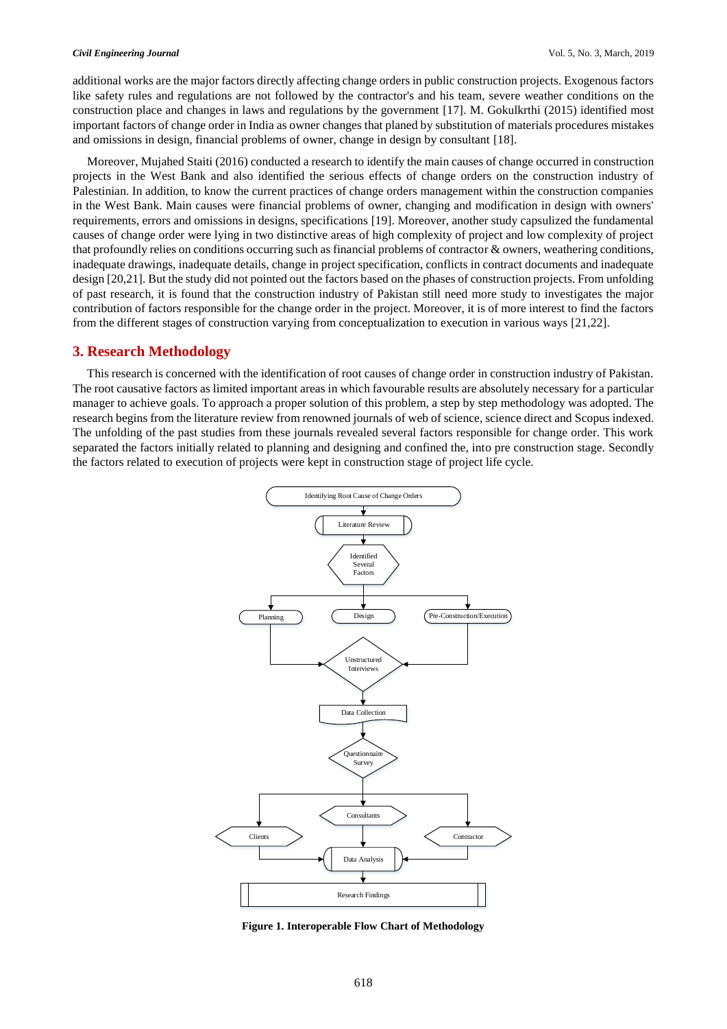additional works are the major factors directly affecting change orders in public construction projects. Exogenous factors like safety rules and regulations are not followed by the contractor's and his team, severe weather conditions on the construction place and changes in laws and regulations by the government [17]. M. Gokulkrthi (2015) identified most important factors of change order in India as owner changes that planed by substitution of materials procedures mistakes and omissions in design, financial problems of owner, change in design by consultant [18].

Moreover, Mujahed Staiti (2016) conducted a research to identify the main causes of change occurred in construction projects in the West Bank and also identified the serious effects of change orders on the construction industry of Palestinian. In addition, to know the current practices of change orders management within the construction companies in the West Bank. Main causes were financial problems of owner, changing and modification in design with owners' requirements, errors and omissions in designs, specifications [19]. Moreover, another study capsulized the fundamental causes of change order were lying in two distinctive areas of high complexity of project and low complexity of project that profoundly relies on conditions occurring such as financial problems of contractor & owners, weathering conditions, inadequate drawings, inadequate details, change in project specification, conflicts in contract documents and inadequate design [20,21]. But the study did not pointed out the factors based on the phases of construction projects. From unfolding of past research, it is found that the construction industry of Pakistan still need more study to investigates the major contribution of factors responsible for the change order in the project. Moreover, it is of more interest to find the factors from the different stages of construction varying from conceptualization to execution in various ways [21,22].

## 3. Research Methodology

This research is concerned with the identification of root causes of change order in construction industry of Pakistan. The root causative factors as limited important areas in which favourable results are absolutely necessary for a particular manager to achieve goals. To approach a proper solution of this problem, a step by step methodology was adopted. The research begins from the literature review from renowned journals of web of science, science direct and Scopus indexed. The unfolding of the past studies from these journals revealed several factors responsible for change order. This work separated the factors initially related to planning and designing and confined the, into pre construction stage. Secondly the factors related to execution of projects were kept in construction stage of project life cycle.

**Figure 1. Interoperable Flow Chart of Methodology**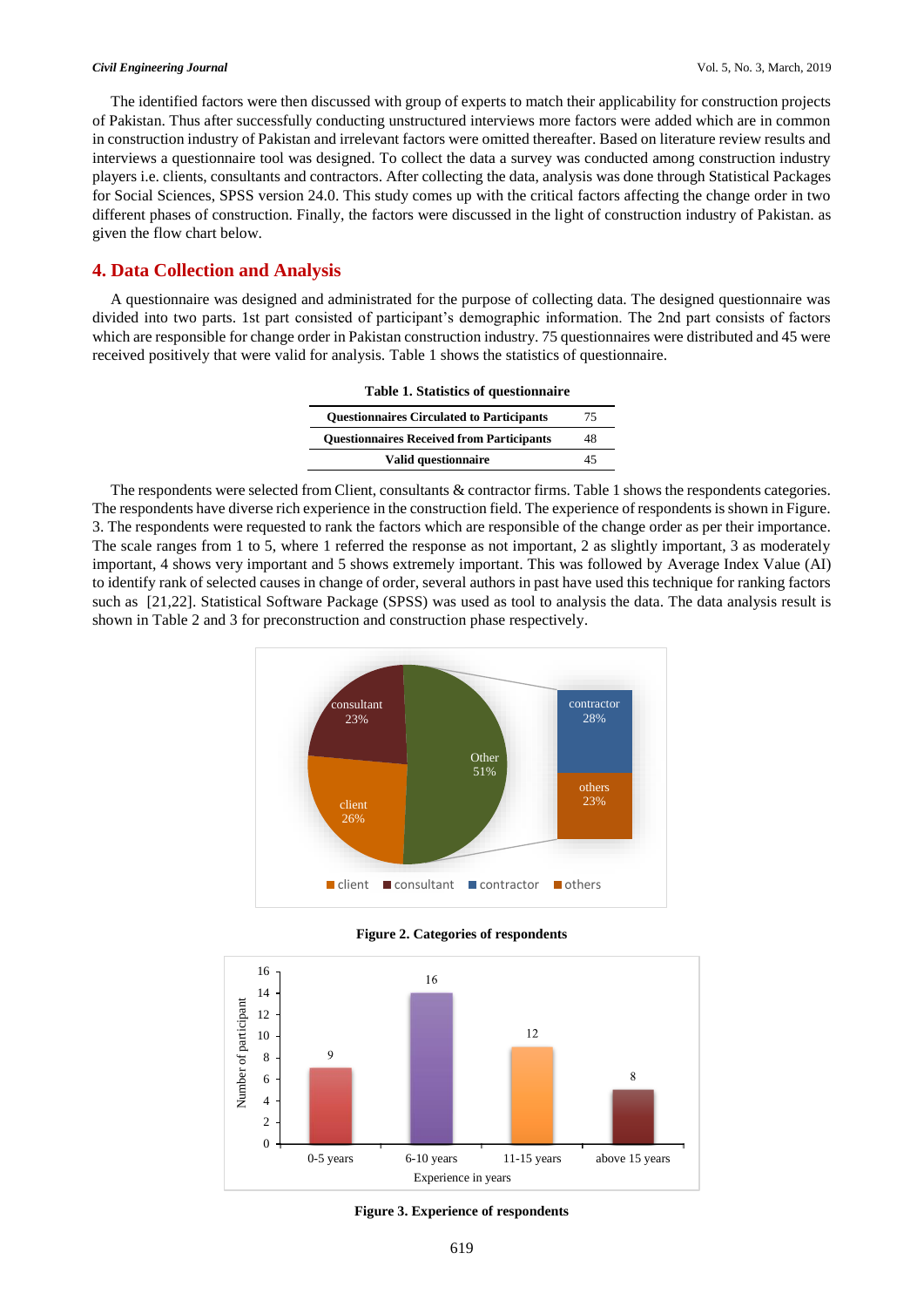The identified factors were then discussed with group of experts to match their applicability for construction projects of Pakistan. Thus after successfully conducting unstructured interviews more factors were added which are in common in construction industry of Pakistan and irrelevant factors were omitted thereafter. Based on literature review results and interviews a questionnaire tool was designed. To collect the data a survey was conducted among construction industry players i.e. clients, consultants and contractors. After collecting the data, analysis was done through Statistical Packages for Social Sciences, SPSS version 24.0. This study comes up with the critical factors affecting the change order in two different phases of construction. Finally, the factors were discussed in the light of construction industry of Pakistan. as given the flow chart below.

## 4. Data Collection and Analysis

A questionnaire was designed and administrated for the purpose of collecting data. The designed questionnaire was divided into two parts. 1st part consisted of participant's demographic information. The 2nd part consists of factors which are responsible for change order in Pakistan construction industry. 75 questionnaires were distributed and 45 were received positively that were valid for analysis. Table 1 shows the statistics of questionnaire.

**Table 1. Statistics of questionnaire**

| | |
|---|---|
| **Questionnaires Circulated to Participants** | 75 |
| **Questionnaires Received from Participants** | 48 |
| **Valid questionnaire** | 45 |

The respondents were selected from Client, consultants & contractor firms. Table 1 shows the respondents categories. The respondents have diverse rich experience in the construction field. The experience of respondents is shown in Figure. 3. The respondents were requested to rank the factors which are responsible of the change order as per their importance. The scale ranges from 1 to 5, where 1 referred the response as not important, 2 as slightly important, 3 as moderately important, 4 shows very important and 5 shows extremely important. This was followed by Average Index Value (AI) to identify rank of selected causes in change of order, several authors in past have used this technique for ranking factors such as [21,22]. Statistical Software Package (SPSS) was used as tool to analysis the data. The data analysis result is shown in Table 2 and 3 for preconstruction and construction phase respectively.

**Figure 2. Categories of respondents**

**Figure 3. Experience of respondents**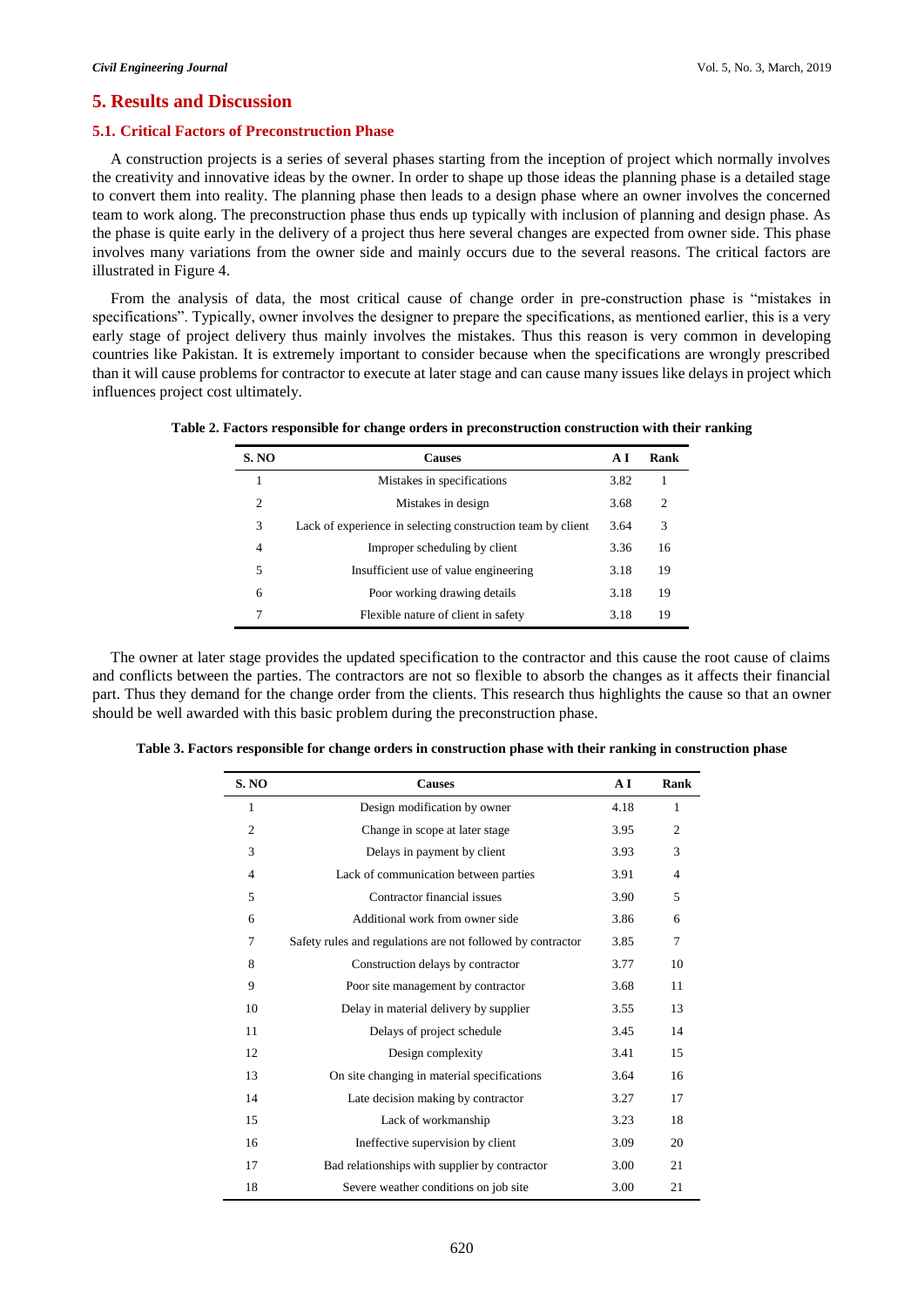## 5. Results and Discussion

### 5.1. Critical Factors of Preconstruction Phase

A construction projects is a series of several phases starting from the inception of project which normally involves the creativity and innovative ideas by the owner. In order to shape up those ideas the planning phase is a detailed stage to convert them into reality. The planning phase then leads to a design phase where an owner involves the concerned team to work along. The preconstruction phase thus ends up typically with inclusion of planning and design phase. As the phase is quite early in the delivery of a project thus here several changes are expected from owner side. This phase involves many variations from the owner side and mainly occurs due to the several reasons. The critical factors are illustrated in Figure 4.

From the analysis of data, the most critical cause of change order in pre-construction phase is "mistakes in specifications". Typically, owner involves the designer to prepare the specifications, as mentioned earlier, this is a very early stage of project delivery thus mainly involves the mistakes. Thus this reason is very common in developing countries like Pakistan. It is extremely important to consider because when the specifications are wrongly prescribed than it will cause problems for contractor to execute at later stage and can cause many issues like delays in project which influences project cost ultimately.

**Table 2. Factors responsible for change orders in preconstruction construction with their ranking**

| S. NO | Causes | A I | Rank |
|---|---|---|---|
| 1 | Mistakes in specifications | 3.82 | 1 |
| 2 | Mistakes in design | 3.68 | 2 |
| 3 | Lack of experience in selecting construction team by client | 3.64 | 3 |
| 4 | Improper scheduling by client | 3.36 | 16 |
| 5 | Insufficient use of value engineering | 3.18 | 19 |
| 6 | Poor working drawing details | 3.18 | 19 |
| 7 | Flexible nature of client in safety | 3.18 | 19 |

The owner at later stage provides the updated specification to the contractor and this cause the root cause of claims and conflicts between the parties. The contractors are not so flexible to absorb the changes as it affects their financial part. Thus they demand for the change order from the clients. This research thus highlights the cause so that an owner should be well awarded with this basic problem during the preconstruction phase.

**Table 3. Factors responsible for change orders in construction phase with their ranking in construction phase**

| S. NO | Causes | A I | Rank |
|---|---|---|---|
| 1 | Design modification by owner | 4.18 | 1 |
| 2 | Change in scope at later stage | 3.95 | 2 |
| 3 | Delays in payment by client | 3.93 | 3 |
| 4 | Lack of communication between parties | 3.91 | 4 |
| 5 | Contractor financial issues | 3.90 | 5 |
| 6 | Additional work from owner side | 3.86 | 6 |
| 7 | Safety rules and regulations are not followed by contractor | 3.85 | 7 |
| 8 | Construction delays by contractor | 3.77 | 10 |
| 9 | Poor site management by contractor | 3.68 | 11 |
| 10 | Delay in material delivery by supplier | 3.55 | 13 |
| 11 | Delays of project schedule | 3.45 | 14 |
| 12 | Design complexity | 3.41 | 15 |
| 13 | On site changing in material specifications | 3.64 | 16 |
| 14 | Late decision making by contractor | 3.27 | 17 |
| 15 | Lack of workmanship | 3.23 | 18 |
| 16 | Ineffective supervision by client | 3.09 | 20 |
| 17 | Bad relationships with supplier by contractor | 3.00 | 21 |
| 18 | Severe weather conditions on job site | 3.00 | 21 |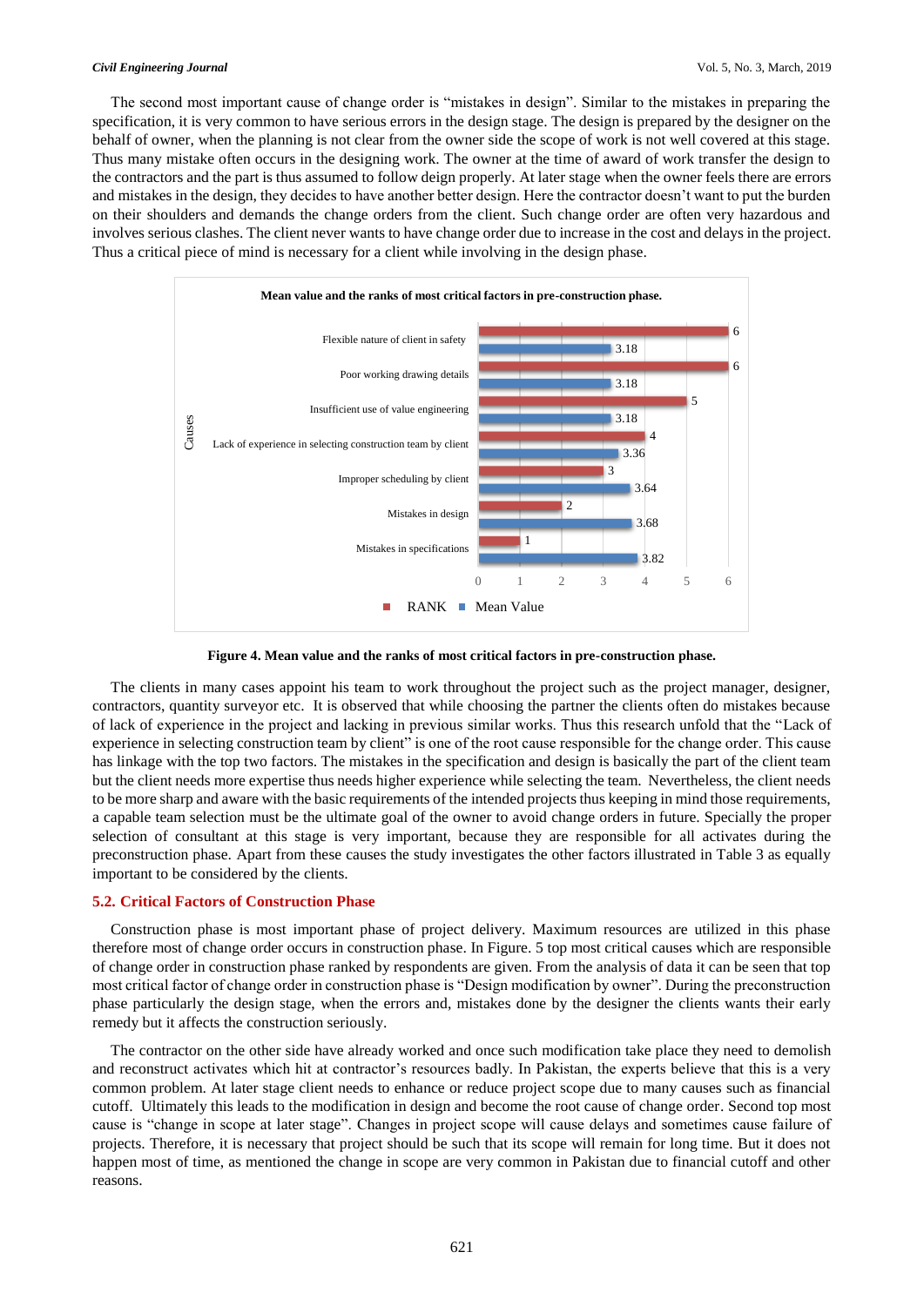The second most important cause of change order is "mistakes in design". Similar to the mistakes in preparing the specification, it is very common to have serious errors in the design stage. The design is prepared by the designer on the behalf of owner, when the planning is not clear from the owner side the scope of work is not well covered at this stage. Thus many mistake often occurs in the designing work. The owner at the time of award of work transfer the design to the contractors and the part is thus assumed to follow deign properly. At later stage when the owner feels there are errors and mistakes in the design, they decides to have another better design. Here the contractor doesn't want to put the burden on their shoulders and demands the change orders from the client. Such change order are often very hazardous and involves serious clashes. The client never wants to have change order due to increase in the cost and delays in the project. Thus a critical piece of mind is necessary for a client while involving in the design phase.

**Mean value and the ranks of most critical factors in pre-construction phase.**

| Causes | RANK | Mean Value |
|---|---|---|
| Flexible nature of client in safety | 6 | 3.18 |
| Poor working drawing details | 6 | 3.18 |
| Insufficient use of value engineering | 5 | 3.18 |
| Lack of experience in selecting construction team by client | 4 | 3.36 |
| Improper scheduling by client | 3 | 3.64 |
| Mistakes in design | 2 | 3.68 |
| Mistakes in specifications | 1 | 3.82 |

**Figure 4. Mean value and the ranks of most critical factors in pre-construction phase.**

The clients in many cases appoint his team to work throughout the project such as the project manager, designer, contractors, quantity surveyor etc. It is observed that while choosing the partner the clients often do mistakes because of lack of experience in the project and lacking in previous similar works. Thus this research unfold that the "Lack of experience in selecting construction team by client" is one of the root cause responsible for the change order. This cause has linkage with the top two factors. The mistakes in the specification and design is basically the part of the client team but the client needs more expertise thus needs higher experience while selecting the team. Nevertheless, the client needs to be more sharp and aware with the basic requirements of the intended projects thus keeping in mind those requirements, a capable team selection must be the ultimate goal of the owner to avoid change orders in future. Specially the proper selection of consultant at this stage is very important, because they are responsible for all activates during the preconstruction phase. Apart from these causes the study investigates the other factors illustrated in Table 3 as equally important to be considered by the clients.

### 5.2. Critical Factors of Construction Phase

Construction phase is most important phase of project delivery. Maximum resources are utilized in this phase therefore most of change order occurs in construction phase. In Figure. 5 top most critical causes which are responsible of change order in construction phase ranked by respondents are given. From the analysis of data it can be seen that top most critical factor of change order in construction phase is "Design modification by owner". During the preconstruction phase particularly the design stage, when the errors and, mistakes done by the designer the clients wants their early remedy but it affects the construction seriously.

The contractor on the other side have already worked and once such modification take place they need to demolish and reconstruct activates which hit at contractor's resources badly. In Pakistan, the experts believe that this is a very common problem. At later stage client needs to enhance or reduce project scope due to many causes such as financial cutoff. Ultimately this leads to the modification in design and become the root cause of change order. Second top most cause is "change in scope at later stage". Changes in project scope will cause delays and sometimes cause failure of projects. Therefore, it is necessary that project should be such that its scope will remain for long time. But it does not happen most of time, as mentioned the change in scope are very common in Pakistan due to financial cutoff and other reasons.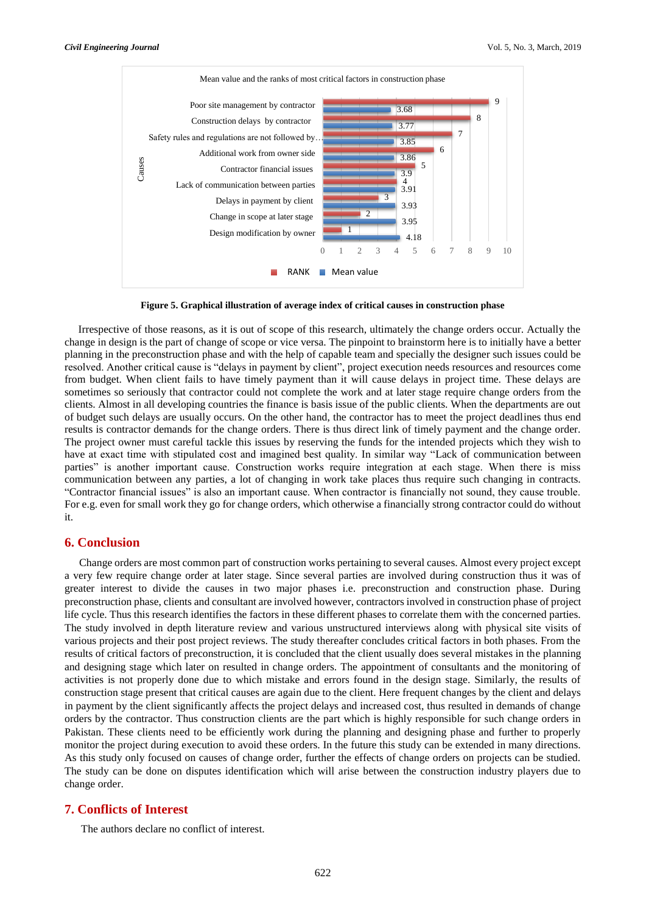Mean value and the ranks of most critical factors in construction phase

| Causes | RANK | Mean value |
|---|---|---|
| Poor site management by contractor | 9 | 3.68 |
| Construction delays by contractor | 8 | 3.77 |
| Safety rules and regulations are not followed by… | 7 | 3.85 |
| Additional work from owner side | 6 | 3.86 |
| Contractor financial issues | 5 | 3.9 |
| Lack of communication between parties | 4 | 3.91 |
| Delays in payment by client | 3 | 3.93 |
| Change in scope at later stage | 2 | 3.95 |
| Design modification by owner | 1 | 4.18 |

**Figure 5. Graphical illustration of average index of critical causes in construction phase**

Irrespective of those reasons, as it is out of scope of this research, ultimately the change orders occur. Actually the change in design is the part of change of scope or vice versa. The pinpoint to brainstorm here is to initially have a better planning in the preconstruction phase and with the help of capable team and specially the designer such issues could be resolved. Another critical cause is "delays in payment by client", project execution needs resources and resources come from budget. When client fails to have timely payment than it will cause delays in project time. These delays are sometimes so seriously that contractor could not complete the work and at later stage require change orders from the clients. Almost in all developing countries the finance is basis issue of the public clients. When the departments are out of budget such delays are usually occurs. On the other hand, the contractor has to meet the project deadlines thus end results is contractor demands for the change orders. There is thus direct link of timely payment and the change order. The project owner must careful tackle this issues by reserving the funds for the intended projects which they wish to have at exact time with stipulated cost and imagined best quality. In similar way "Lack of communication between parties" is another important cause. Construction works require integration at each stage. When there is miss communication between any parties, a lot of changing in work take places thus require such changing in contracts. "Contractor financial issues" is also an important cause. When contractor is financially not sound, they cause trouble. For e.g. even for small work they go for change orders, which otherwise a financially strong contractor could do without it.

## 6. Conclusion

Change orders are most common part of construction works pertaining to several causes. Almost every project except a very few require change order at later stage. Since several parties are involved during construction thus it was of greater interest to divide the causes in two major phases i.e. preconstruction and construction phase. During preconstruction phase, clients and consultant are involved however, contractors involved in construction phase of project life cycle. Thus this research identifies the factors in these different phases to correlate them with the concerned parties. The study involved in depth literature review and various unstructured interviews along with physical site visits of various projects and their post project reviews. The study thereafter concludes critical factors in both phases. From the results of critical factors of preconstruction, it is concluded that the client usually does several mistakes in the planning and designing stage which later on resulted in change orders. The appointment of consultants and the monitoring of activities is not properly done due to which mistake and errors found in the design stage. Similarly, the results of construction stage present that critical causes are again due to the client. Here frequent changes by the client and delays in payment by the client significantly affects the project delays and increased cost, thus resulted in demands of change orders by the contractor. Thus construction clients are the part which is highly responsible for such change orders in Pakistan. These clients need to be efficiently work during the planning and designing phase and further to properly monitor the project during execution to avoid these orders. In the future this study can be extended in many directions. As this study only focused on causes of change order, further the effects of change orders on projects can be studied. The study can be done on disputes identification which will arise between the construction industry players due to change order.

## 7. Conflicts of Interest

The authors declare no conflict of interest.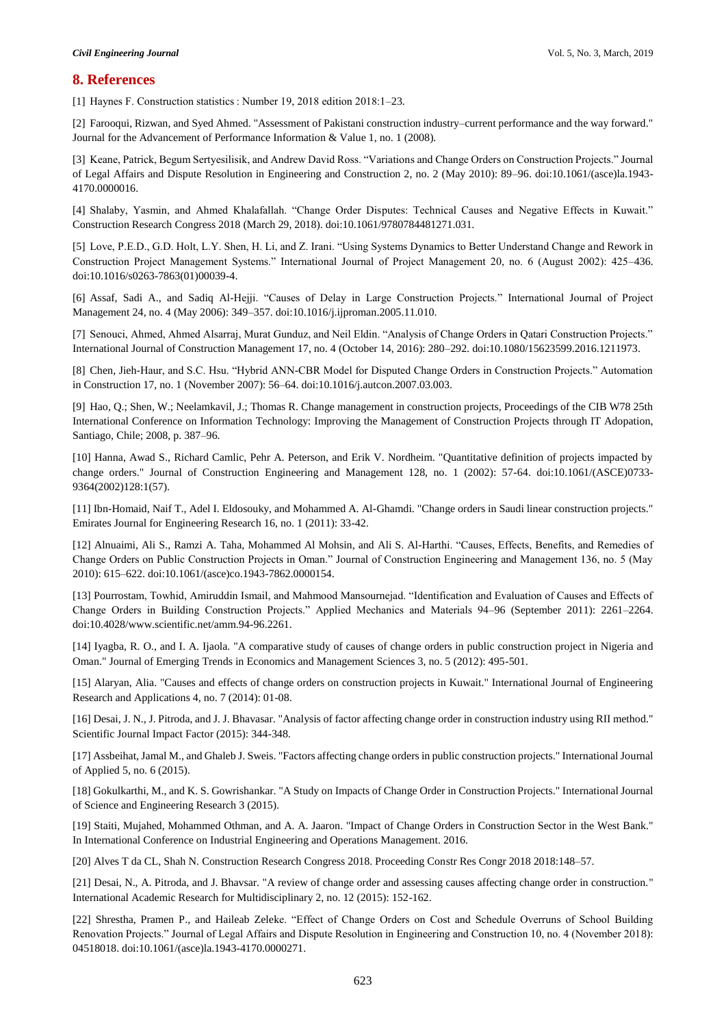## 8. References

[1] Haynes F. Construction statistics : Number 19, 2018 edition 2018:1–23.

[2] Farooqui, Rizwan, and Syed Ahmed. "Assessment of Pakistani construction industry–current performance and the way forward." Journal for the Advancement of Performance Information & Value 1, no. 1 (2008).

[3] Keane, Patrick, Begum Sertyesilisik, and Andrew David Ross. "Variations and Change Orders on Construction Projects." Journal of Legal Affairs and Dispute Resolution in Engineering and Construction 2, no. 2 (May 2010): 89–96. doi:10.1061/(asce)la.1943-4170.0000016.

[4] Shalaby, Yasmin, and Ahmed Khalafallah. "Change Order Disputes: Technical Causes and Negative Effects in Kuwait." Construction Research Congress 2018 (March 29, 2018). doi:10.1061/9780784481271.031.

[5] Love, P.E.D., G.D. Holt, L.Y. Shen, H. Li, and Z. Irani. "Using Systems Dynamics to Better Understand Change and Rework in Construction Project Management Systems." International Journal of Project Management 20, no. 6 (August 2002): 425–436. doi:10.1016/s0263-7863(01)00039-4.

[6] Assaf, Sadi A., and Sadiq Al-Hejji. "Causes of Delay in Large Construction Projects." International Journal of Project Management 24, no. 4 (May 2006): 349–357. doi:10.1016/j.ijproman.2005.11.010.

[7] Senouci, Ahmed, Ahmed Alsarraj, Murat Gunduz, and Neil Eldin. "Analysis of Change Orders in Qatari Construction Projects." International Journal of Construction Management 17, no. 4 (October 14, 2016): 280–292. doi:10.1080/15623599.2016.1211973.

[8] Chen, Jieh-Haur, and S.C. Hsu. "Hybrid ANN-CBR Model for Disputed Change Orders in Construction Projects." Automation in Construction 17, no. 1 (November 2007): 56–64. doi:10.1016/j.autcon.2007.03.003.

[9] Hao, Q.; Shen, W.; Neelamkavil, J.; Thomas R. Change management in construction projects, Proceedings of the CIB W78 25th International Conference on Information Technology: Improving the Management of Construction Projects through IT Adopation, Santiago, Chile; 2008, p. 387–96.

[10] Hanna, Awad S., Richard Camlic, Pehr A. Peterson, and Erik V. Nordheim. "Quantitative definition of projects impacted by change orders." Journal of Construction Engineering and Management 128, no. 1 (2002): 57-64. doi:10.1061/(ASCE)0733-9364(2002)128:1(57).

[11] Ibn-Homaid, Naif T., Adel I. Eldosouky, and Mohammed A. Al-Ghamdi. "Change orders in Saudi linear construction projects." Emirates Journal for Engineering Research 16, no. 1 (2011): 33-42.

[12] Alnuaimi, Ali S., Ramzi A. Taha, Mohammed Al Mohsin, and Ali S. Al-Harthi. "Causes, Effects, Benefits, and Remedies of Change Orders on Public Construction Projects in Oman." Journal of Construction Engineering and Management 136, no. 5 (May 2010): 615–622. doi:10.1061/(asce)co.1943-7862.0000154.

[13] Pourrostam, Towhid, Amiruddin Ismail, and Mahmood Mansournejad. "Identification and Evaluation of Causes and Effects of Change Orders in Building Construction Projects." Applied Mechanics and Materials 94–96 (September 2011): 2261–2264. doi:10.4028/www.scientific.net/amm.94-96.2261.

[14] Iyagba, R. O., and I. A. Ijaola. "A comparative study of causes of change orders in public construction project in Nigeria and Oman." Journal of Emerging Trends in Economics and Management Sciences 3, no. 5 (2012): 495-501.

[15] Alaryan, Alia. "Causes and effects of change orders on construction projects in Kuwait." International Journal of Engineering Research and Applications 4, no. 7 (2014): 01-08.

[16] Desai, J. N., J. Pitroda, and J. J. Bhavasar. "Analysis of factor affecting change order in construction industry using RII method." Scientific Journal Impact Factor (2015): 344-348.

[17] Assbeihat, Jamal M., and Ghaleb J. Sweis. "Factors affecting change orders in public construction projects." International Journal of Applied 5, no. 6 (2015).

[18] Gokulkarthi, M., and K. S. Gowrishankar. "A Study on Impacts of Change Order in Construction Projects." International Journal of Science and Engineering Research 3 (2015).

[19] Staiti, Mujahed, Mohammed Othman, and A. A. Jaaron. "Impact of Change Orders in Construction Sector in the West Bank." In International Conference on Industrial Engineering and Operations Management. 2016.

[20] Alves T da CL, Shah N. Construction Research Congress 2018. Proceeding Constr Res Congr 2018 2018:148–57.

[21] Desai, N., A. Pitroda, and J. Bhavsar. "A review of change order and assessing causes affecting change order in construction." International Academic Research for Multidisciplinary 2, no. 12 (2015): 152-162.

[22] Shrestha, Pramen P., and Haileab Zeleke. "Effect of Change Orders on Cost and Schedule Overruns of School Building Renovation Projects." Journal of Legal Affairs and Dispute Resolution in Engineering and Construction 10, no. 4 (November 2018): 04518018. doi:10.1061/(asce)la.1943-4170.0000271.